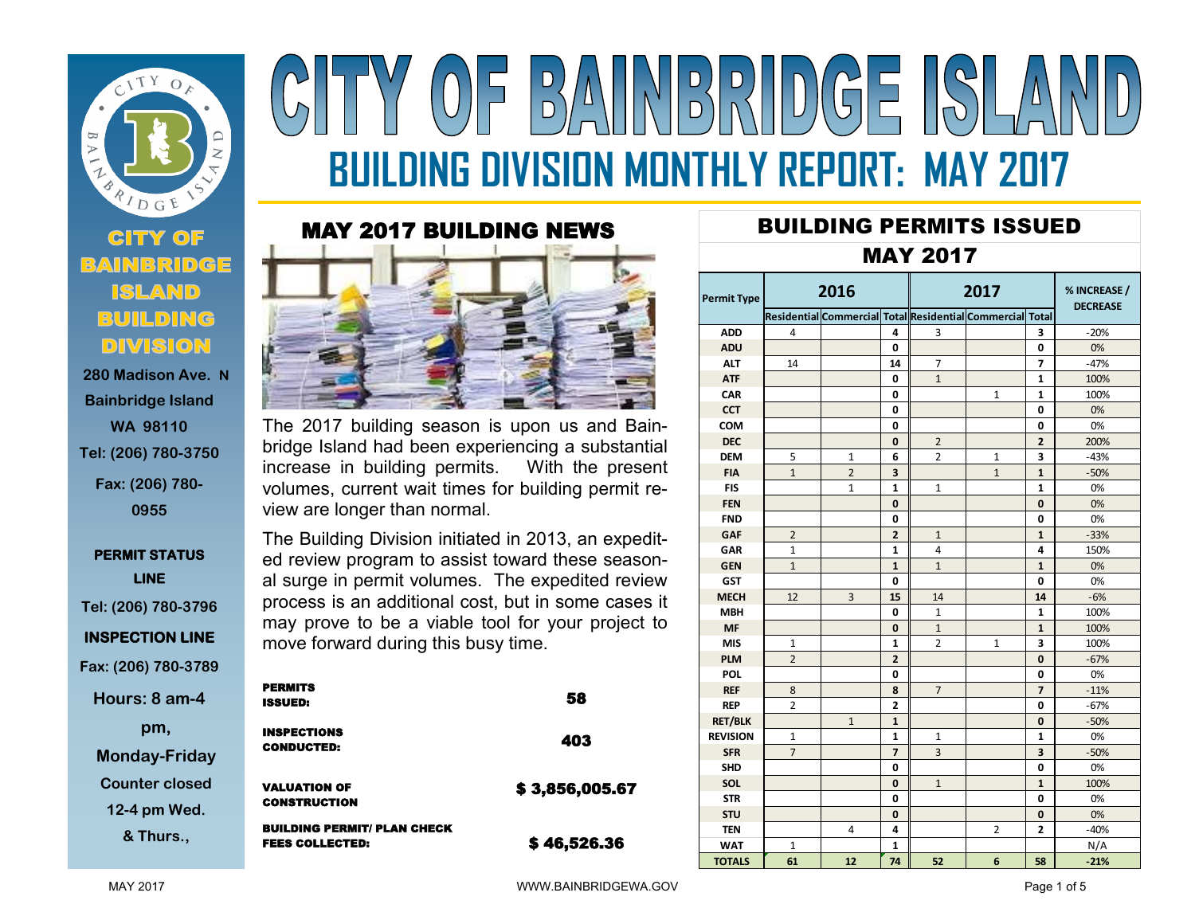# CITY OF BAINBRIDGE ISLAND

## BUILDING DIVISION MONTHLY REPORT: MAY 2017

**CITY OF BAINBRIDGE ISLAND BUILDING DIVISION**

280 Madison Ave. N
Bainbridge Island
WA 98110
Tel: (206) 780-3750
Fax: (206) 780-0955

**PERMIT STATUS LINE**
Tel: (206) 780-3796

**INSPECTION LINE**
Fax: (206) 780-3789

Hours: 8 am-4 pm,
Monday-Friday
Counter closed 12-4 pm Wed. & Thurs.,

## MAY 2017 BUILDING NEWS

The 2017 building season is upon us and Bainbridge Island had been experiencing a substantial increase in building permits. With the present volumes, current wait times for building permit review are longer than normal.

The Building Division initiated in 2013, an expedited review program to assist toward these seasonal surge in permit volumes. The expedited review process is an additional cost, but in some cases it may prove to be a viable tool for your project to move forward during this busy time.

| | |
|---|---|
| **PERMITS ISSUED:** | **58** |
| **INSPECTIONS CONDUCTED:** | **403** |
| **VALUATION OF CONSTRUCTION** | **$ 3,856,005.67** |
| **BUILDING PERMIT/ PLAN CHECK FEES COLLECTED:** | **$ 46,526.36** |

## BUILDING PERMITS ISSUED

## MAY 2017

| Permit Type | 2016 | | | 2017 | | | % INCREASE / DECREASE |
|---|---|---|---|---|---|---|---|
| | Residential | Commercial | Total | Residential | Commercial | Total | |
| ADD | 4 | | 4 | 3 | | 3 | -20% |
| ADU | | | 0 | | | 0 | 0% |
| ALT | 14 | | 14 | 7 | | 7 | -47% |
| ATF | | | 0 | 1 | | 1 | 100% |
| CAR | | | 0 | | 1 | 1 | 100% |
| CCT | | | 0 | | | 0 | 0% |
| COM | | | 0 | | | 0 | 0% |
| DEC | | | 0 | 2 | | 2 | 200% |
| DEM | 5 | 1 | 6 | 2 | 1 | 3 | -43% |
| FIA | 1 | 2 | 3 | | 1 | 1 | -50% |
| FIS | | 1 | 1 | 1 | | 1 | 0% |
| FEN | | | 0 | | | 0 | 0% |
| FND | | | 0 | | | 0 | 0% |
| GAF | 2 | | 2 | 1 | | 1 | -33% |
| GAR | 1 | | 1 | 4 | | 4 | 150% |
| GEN | 1 | | 1 | 1 | | 1 | 0% |
| GST | | | 0 | | | 0 | 0% |
| MECH | 12 | 3 | 15 | 14 | | 14 | -6% |
| MBH | | | 0 | 1 | | 1 | 100% |
| MF | | | 0 | 1 | | 1 | 100% |
| MIS | 1 | | 1 | 2 | 1 | 3 | 100% |
| PLM | 2 | | 2 | | | 0 | -67% |
| POL | | | 0 | | | 0 | 0% |
| REF | 8 | | 8 | 7 | | 7 | -11% |
| REP | 2 | | 2 | | | 0 | -67% |
| RET/BLK | | 1 | 1 | | | 0 | -50% |
| REVISION | 1 | | 1 | 1 | | 1 | 0% |
| SFR | 7 | | 7 | 3 | | 3 | -50% |
| SHD | | | 0 | | | 0 | 0% |
| SOL | | | 0 | 1 | | 1 | 100% |
| STR | | | 0 | | | 0 | 0% |
| STU | | | 0 | | | 0 | 0% |
| TEN | | 4 | 4 | | 2 | 2 | -40% |
| WAT | 1 | | 1 | | | | N/A |
| TOTALS | 61 | 12 | 74 | 52 | 6 | 58 | -21% |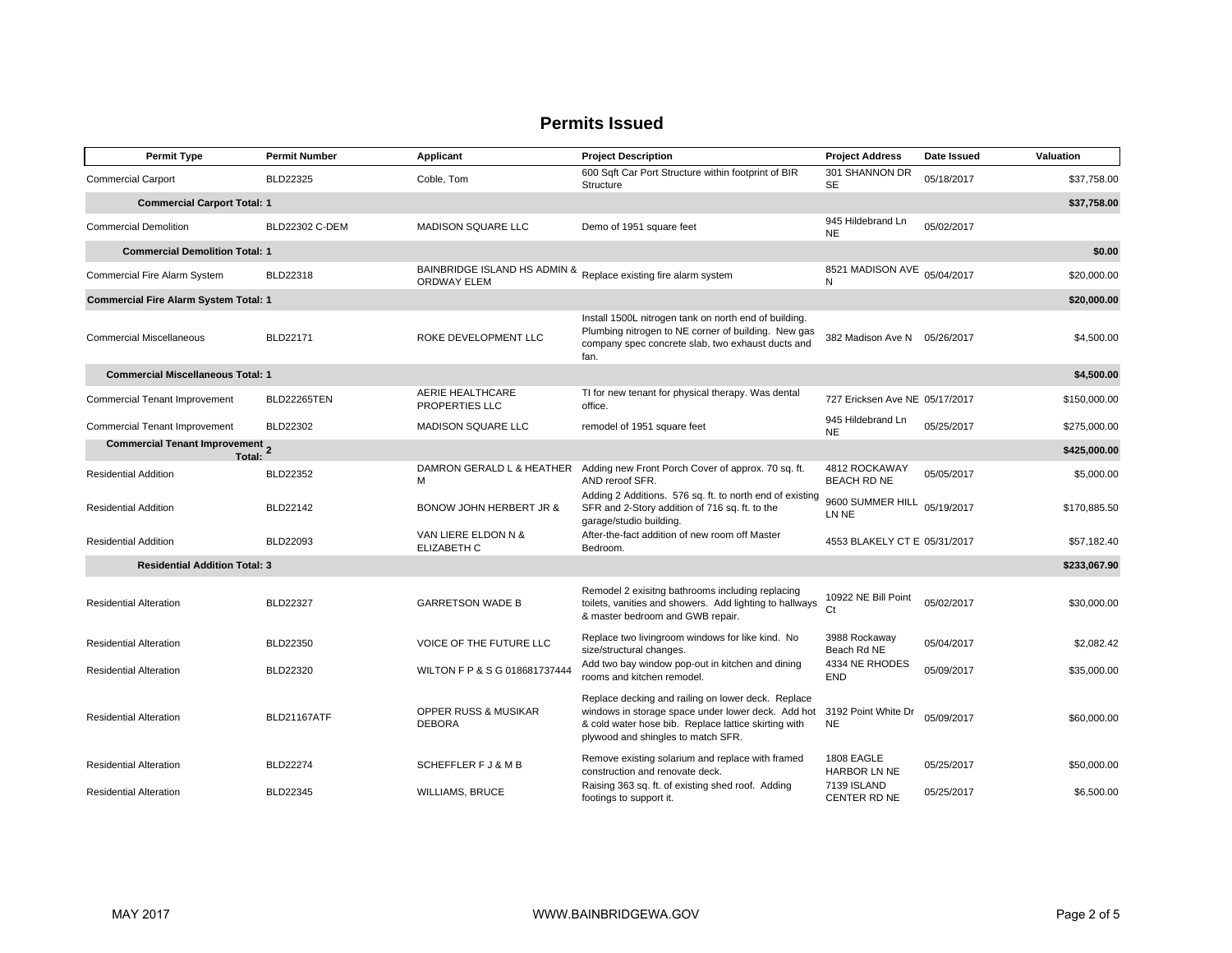## Permits Issued

| Permit Type | Permit Number | Applicant | Project Description | Project Address | Date Issued | Valuation |
|---|---|---|---|---|---|---|
| Commercial Carport | BLD22325 | Coble, Tom | 600 Sqft Car Port Structure within footprint of BIR Structure | 301 SHANNON DR SE | 05/18/2017 | $37,758.00 |
| **Commercial Carport Total: 1** | | | | | | **$37,758.00** |
| Commercial Demolition | BLD22302 C-DEM | MADISON SQUARE LLC | Demo of 1951 square feet | 945 Hildebrand Ln NE | 05/02/2017 | |
| **Commercial Demolition Total: 1** | | | | | | **$0.00** |
| Commercial Fire Alarm System | BLD22318 | BAINBRIDGE ISLAND HS ADMIN & ORDWAY ELEM | Replace existing fire alarm system | 8521 MADISON AVE N | 05/04/2017 | $20,000.00 |
| **Commercial Fire Alarm System Total: 1** | | | | | | **$20,000.00** |
| Commercial Miscellaneous | BLD22171 | ROKE DEVELOPMENT LLC | Install 1500L nitrogen tank on north end of building. Plumbing nitrogen to NE corner of building. New gas company spec concrete slab, two exhaust ducts and fan. | 382 Madison Ave N | 05/26/2017 | $4,500.00 |
| **Commercial Miscellaneous Total: 1** | | | | | | **$4,500.00** |
| Commercial Tenant Improvement | BLD22265TEN | AERIE HEALTHCARE PROPERTIES LLC | TI for new tenant for physical therapy. Was dental office. | 727 Ericksen Ave NE | 05/17/2017 | $150,000.00 |
| Commercial Tenant Improvement | BLD22302 | MADISON SQUARE LLC | remodel of 1951 square feet | 945 Hildebrand Ln NE | 05/25/2017 | $275,000.00 |
| **Commercial Tenant Improvement Total: 2** | | | | | | **$425,000.00** |
| Residential Addition | BLD22352 | DAMRON GERALD L & HEATHER M | Adding new Front Porch Cover of approx. 70 sq. ft. AND reroof SFR. | 4812 ROCKAWAY BEACH RD NE | 05/05/2017 | $5,000.00 |
| Residential Addition | BLD22142 | BONOW JOHN HERBERT JR & | Adding 2 Additions. 576 sq. ft. to north end of existing SFR and 2-Story addition of 716 sq. ft. to the garage/studio building. | 9600 SUMMER HILL LN NE | 05/19/2017 | $170,885.50 |
| Residential Addition | BLD22093 | VAN LIERE ELDON N & ELIZABETH C | After-the-fact addition of new room off Master Bedroom. | 4553 BLAKELY CT E | 05/31/2017 | $57,182.40 |
| **Residential Addition Total: 3** | | | | | | **$233,067.90** |
| Residential Alteration | BLD22327 | GARRETSON WADE B | Remodel 2 exisitng bathrooms including replacing toilets, vanities and showers. Add lighting to hallways & master bedroom and GWB repair. | 10922 NE Bill Point Ct | 05/02/2017 | $30,000.00 |
| Residential Alteration | BLD22350 | VOICE OF THE FUTURE LLC | Replace two livingroom windows for like kind. No size/structural changes. | 3988 Rockaway Beach Rd NE | 05/04/2017 | $2,082.42 |
| Residential Alteration | BLD22320 | WILTON F P & S G 018681737444 | Add two bay window pop-out in kitchen and dining rooms and kitchen remodel. | 4334 NE RHODES END | 05/09/2017 | $35,000.00 |
| Residential Alteration | BLD21167ATF | OPPER RUSS & MUSIKAR DEBORA | Replace decking and railing on lower deck. Replace windows in storage space under lower deck. Add hot & cold water hose bib. Replace lattice skirting with plywood and shingles to match SFR. | 3192 Point White Dr NE | 05/09/2017 | $60,000.00 |
| Residential Alteration | BLD22274 | SCHEFFLER F J & M B | Remove existing solarium and replace with framed construction and renovate deck. | 1808 EAGLE HARBOR LN NE | 05/25/2017 | $50,000.00 |
| Residential Alteration | BLD22345 | WILLIAMS, BRUCE | Raising 363 sq. ft. of existing shed roof. Adding footings to support it. | 7139 ISLAND CENTER RD NE | 05/25/2017 | $6,500.00 |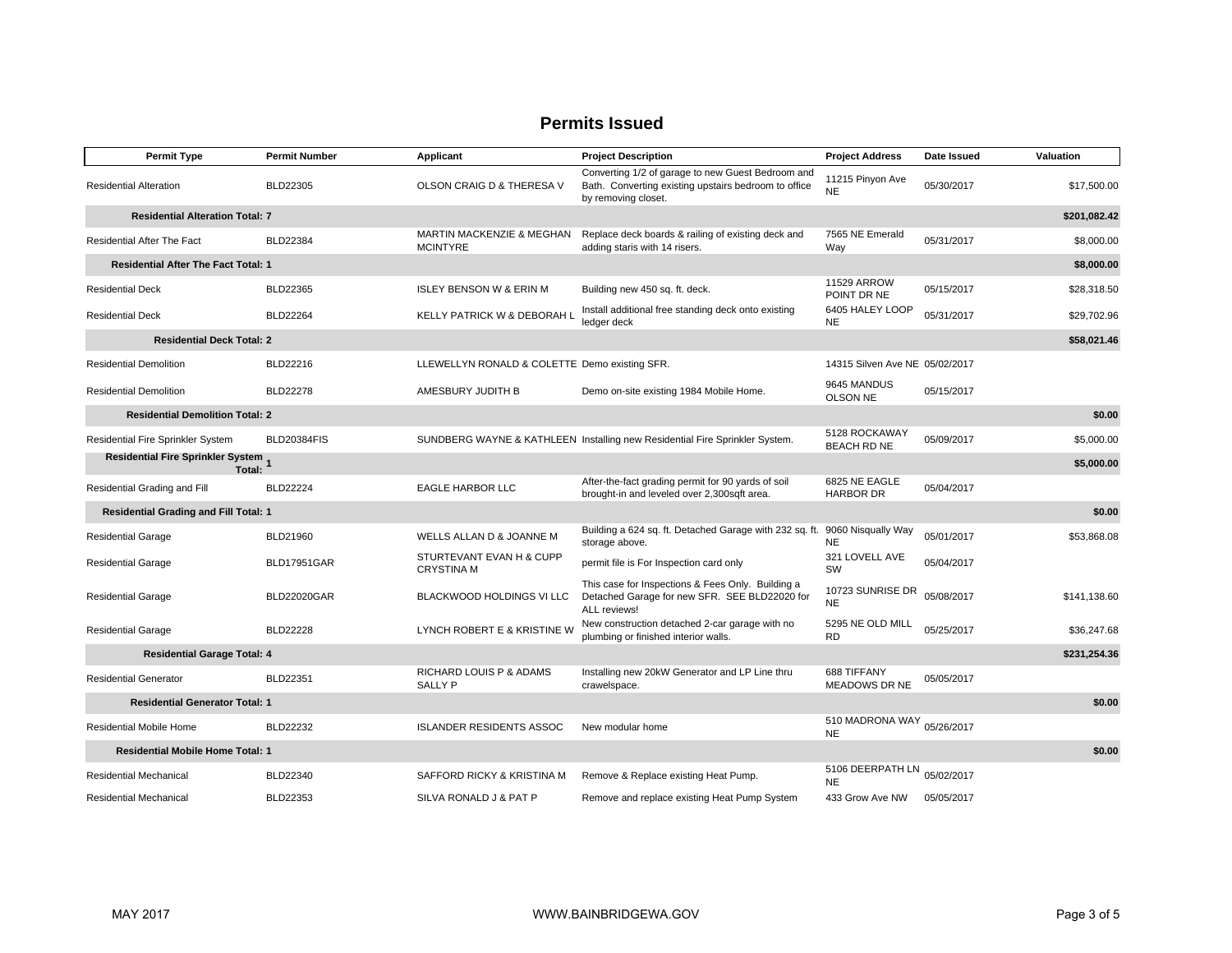## Permits Issued

| Permit Type | Permit Number | Applicant | Project Description | Project Address | Date Issued | Valuation |
|---|---|---|---|---|---|---|
| Residential Alteration | BLD22305 | OLSON CRAIG D & THERESA V | Converting 1/2 of garage to new Guest Bedroom and Bath. Converting existing upstairs bedroom to office by removing closet. | 11215 Pinyon Ave NE | 05/30/2017 | $17,500.00 |
| **Residential Alteration Total: 7** | | | | | | **$201,082.42** |
| Residential After The Fact | BLD22384 | MARTIN MACKENZIE & MEGHAN MCINTYRE | Replace deck boards & railing of existing deck and adding staris with 14 risers. | 7565 NE Emerald Way | 05/31/2017 | $8,000.00 |
| **Residential After The Fact Total: 1** | | | | | | **$8,000.00** |
| Residential Deck | BLD22365 | ISLEY BENSON W & ERIN M | Building new 450 sq. ft. deck. | 11529 ARROW POINT DR NE | 05/15/2017 | $28,318.50 |
| Residential Deck | BLD22264 | KELLY PATRICK W & DEBORAH L | Install additional free standing deck onto existing ledger deck | 6405 HALEY LOOP NE | 05/31/2017 | $29,702.96 |
| **Residential Deck Total: 2** | | | | | | **$58,021.46** |
| Residential Demolition | BLD22216 | LLEWELLYN RONALD & COLETTE | Demo existing SFR. | 14315 Silven Ave NE | 05/02/2017 | |
| Residential Demolition | BLD22278 | AMESBURY JUDITH B | Demo on-site existing 1984 Mobile Home. | 9645 MANDUS OLSON NE | 05/15/2017 | |
| **Residential Demolition Total: 2** | | | | | | **$0.00** |
| Residential Fire Sprinkler System | BLD20384FIS | SUNDBERG WAYNE & KATHLEEN | Installing new Residential Fire Sprinkler System. | 5128 ROCKAWAY BEACH RD NE | 05/09/2017 | $5,000.00 |
| **Residential Fire Sprinkler System Total: 1** | | | | | | **$5,000.00** |
| Residential Grading and Fill | BLD22224 | EAGLE HARBOR LLC | After-the-fact grading permit for 90 yards of soil brought-in and leveled over 2,300sqft area. | 6825 NE EAGLE HARBOR DR | 05/04/2017 | |
| **Residential Grading and Fill Total: 1** | | | | | | **$0.00** |
| Residential Garage | BLD21960 | WELLS ALLAN D & JOANNE M | Building a 624 sq. ft. Detached Garage with 232 sq. ft. storage above. | 9060 Nisqually Way NE | 05/01/2017 | $53,868.08 |
| Residential Garage | BLD17951GAR | STURTEVANT EVAN H & CUPP CRYSTINA M | permit file is For Inspection card only | 321 LOVELL AVE SW | 05/04/2017 | |
| Residential Garage | BLD22020GAR | BLACKWOOD HOLDINGS VI LLC | This case for Inspections & Fees Only. Building a Detached Garage for new SFR. SEE BLD22020 for ALL reviews! | 10723 SUNRISE DR NE | 05/08/2017 | $141,138.60 |
| Residential Garage | BLD22228 | LYNCH ROBERT E & KRISTINE W | New construction detached 2-car garage with no plumbing or finished interior walls. | 5295 NE OLD MILL RD | 05/25/2017 | $36,247.68 |
| **Residential Garage Total: 4** | | | | | | **$231,254.36** |
| Residential Generator | BLD22351 | RICHARD LOUIS P & ADAMS SALLY P | Installing new 20kW Generator and LP Line thru crawelspace. | 688 TIFFANY MEADOWS DR NE | 05/05/2017 | |
| **Residential Generator Total: 1** | | | | | | **$0.00** |
| Residential Mobile Home | BLD22232 | ISLANDER RESIDENTS ASSOC | New modular home | 510 MADRONA WAY NE | 05/26/2017 | |
| **Residential Mobile Home Total: 1** | | | | | | **$0.00** |
| Residential Mechanical | BLD22340 | SAFFORD RICKY & KRISTINA M | Remove & Replace existing Heat Pump. | 5106 DEERPATH LN NE | 05/02/2017 | |
| Residential Mechanical | BLD22353 | SILVA RONALD J & PAT P | Remove and replace existing Heat Pump System | 433 Grow Ave NW | 05/05/2017 | |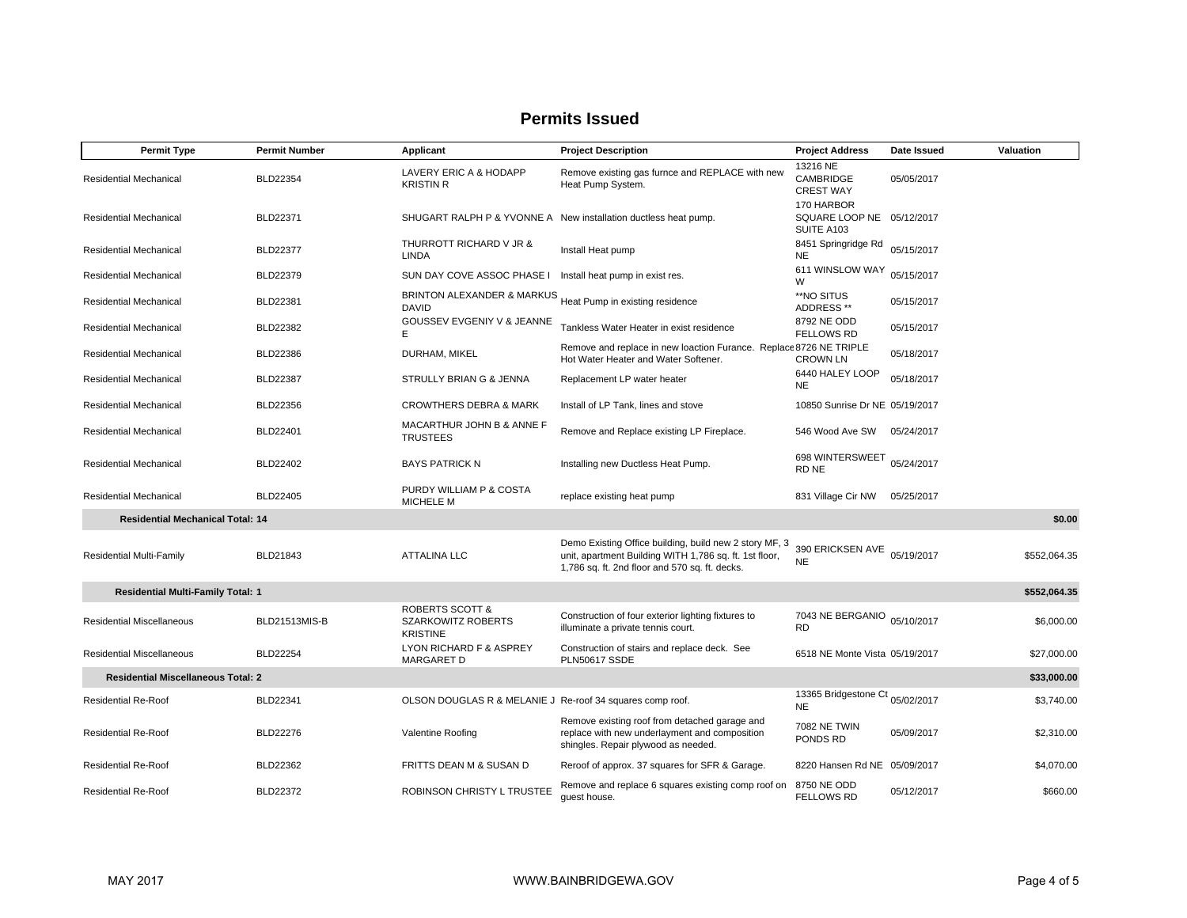# Permits Issued

| Permit Type | Permit Number | Applicant | Project Description | Project Address | Date Issued | Valuation |
|---|---|---|---|---|---|---|
| Residential Mechanical | BLD22354 | LAVERY ERIC A & HODAPP KRISTIN R | Remove existing gas furnce and REPLACE with new Heat Pump System. | 13216 NE CAMBRIDGE CREST WAY | 05/05/2017 | |
| Residential Mechanical | BLD22371 | SHUGART RALPH P & YVONNE A | New installation ductless heat pump. | 170 HARBOR SQUARE LOOP NE SUITE A103 | 05/12/2017 | |
| Residential Mechanical | BLD22377 | THURROTT RICHARD V JR & LINDA | Install Heat pump | 8451 Springridge Rd NE | 05/15/2017 | |
| Residential Mechanical | BLD22379 | SUN DAY COVE ASSOC PHASE I | Install heat pump in exist res. | 611 WINSLOW WAY W | 05/15/2017 | |
| Residential Mechanical | BLD22381 | BRINTON ALEXANDER & MARKUS DAVID | Heat Pump in existing residence | **NO SITUS ADDRESS ** | 05/15/2017 | |
| Residential Mechanical | BLD22382 | GOUSSEV EVGENIY V & JEANNE E | Tankless Water Heater in exist residence | 8792 NE ODD FELLOWS RD | 05/15/2017 | |
| Residential Mechanical | BLD22386 | DURHAM, MIKEL | Remove and replace in new loaction Furance. Replace Hot Water Heater and Water Softener. | 8726 NE TRIPLE CROWN LN | 05/18/2017 | |
| Residential Mechanical | BLD22387 | STRULLY BRIAN G & JENNA | Replacement LP water heater | 6440 HALEY LOOP NE | 05/18/2017 | |
| Residential Mechanical | BLD22356 | CROWTHERS DEBRA & MARK | Install of LP Tank, lines and stove | 10850 Sunrise Dr NE | 05/19/2017 | |
| Residential Mechanical | BLD22401 | MACARTHUR JOHN B & ANNE F TRUSTEES | Remove and Replace existing LP Fireplace. | 546 Wood Ave SW | 05/24/2017 | |
| Residential Mechanical | BLD22402 | BAYS PATRICK N | Installing new Ductless Heat Pump. | 698 WINTERSWEET RD NE | 05/24/2017 | |
| Residential Mechanical | BLD22405 | PURDY WILLIAM P & COSTA MICHELE M | replace existing heat pump | 831 Village Cir NW | 05/25/2017 | |
| **Residential Mechanical Total: 14** | | | | | | **$0.00** |
| Residential Multi-Family | BLD21843 | ATTALINA LLC | Demo Existing Office building, build new 2 story MF, 3 unit, apartment Building WITH 1,786 sq. ft. 1st floor, 1,786 sq. ft. 2nd floor and 570 sq. ft. decks. | 390 ERICKSEN AVE NE | 05/19/2017 | $552,064.35 |
| **Residential Multi-Family Total: 1** | | | | | | **$552,064.35** |
| Residential Miscellaneous | BLD21513MIS-B | ROBERTS SCOTT & SZARKOWITZ ROBERTS KRISTINE | Construction of four exterior lighting fixtures to illuminate a private tennis court. | 7043 NE BERGANIO RD | 05/10/2017 | $6,000.00 |
| Residential Miscellaneous | BLD22254 | LYON RICHARD F & ASPREY MARGARET D | Construction of stairs and replace deck. See PLN50617 SSDE | 6518 NE Monte Vista | 05/19/2017 | $27,000.00 |
| **Residential Miscellaneous Total: 2** | | | | | | **$33,000.00** |
| Residential Re-Roof | BLD22341 | OLSON DOUGLAS R & MELANIE J | Re-roof 34 squares comp roof. | 13365 Bridgestone Ct NE | 05/02/2017 | $3,740.00 |
| Residential Re-Roof | BLD22276 | Valentine Roofing | Remove existing roof from detached garage and replace with new underlayment and composition shingles. Repair plywood as needed. | 7082 NE TWIN PONDS RD | 05/09/2017 | $2,310.00 |
| Residential Re-Roof | BLD22362 | FRITTS DEAN M & SUSAN D | Reroof of approx. 37 squares for SFR & Garage. | 8220 Hansen Rd NE | 05/09/2017 | $4,070.00 |
| Residential Re-Roof | BLD22372 | ROBINSON CHRISTY L TRUSTEE | Remove and replace 6 squares existing comp roof on guest house. | 8750 NE ODD FELLOWS RD | 05/12/2017 | $660.00 |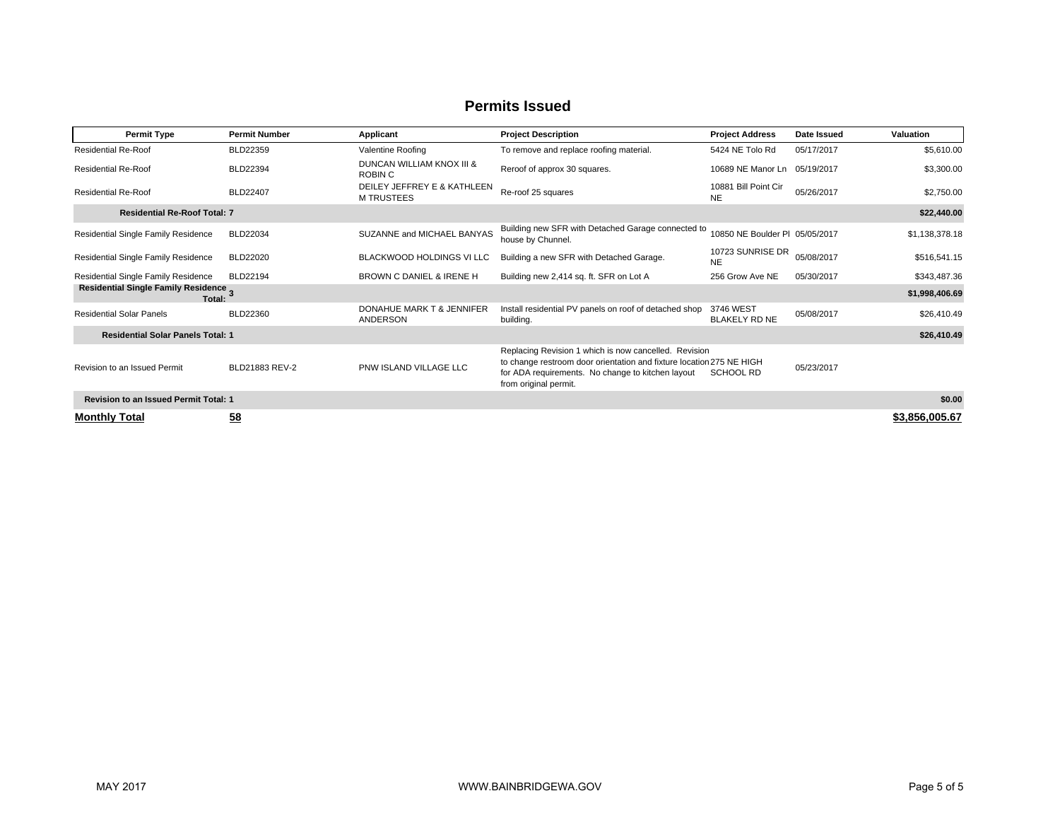# Permits Issued

| Permit Type | Permit Number | Applicant | Project Description | Project Address | Date Issued | Valuation |
|---|---|---|---|---|---|---|
| Residential Re-Roof | BLD22359 | Valentine Roofing | To remove and replace roofing material. | 5424 NE Tolo Rd | 05/17/2017 | $5,610.00 |
| Residential Re-Roof | BLD22394 | DUNCAN WILLIAM KNOX III & ROBIN C | Reroof of approx 30 squares. | 10689 NE Manor Ln | 05/19/2017 | $3,300.00 |
| Residential Re-Roof | BLD22407 | DEILEY JEFFREY E & KATHLEEN M TRUSTEES | Re-roof 25 squares | 10881 Bill Point Cir NE | 05/26/2017 | $2,750.00 |
| **Residential Re-Roof Total: 7** | | | | | | **$22,440.00** |
| Residential Single Family Residence | BLD22034 | SUZANNE and MICHAEL BANYAS | Building new SFR with Detached Garage connected to house by Chunnel. | 10850 NE Boulder Pl | 05/05/2017 | $1,138,378.18 |
| Residential Single Family Residence | BLD22020 | BLACKWOOD HOLDINGS VI LLC | Building a new SFR with Detached Garage. | 10723 SUNRISE DR NE | 05/08/2017 | $516,541.15 |
| Residential Single Family Residence | BLD22194 | BROWN C DANIEL & IRENE H | Building new 2,414 sq. ft. SFR on Lot A | 256 Grow Ave NE | 05/30/2017 | $343,487.36 |
| **Residential Single Family Residence Total: 3** | | | | | | **$1,998,406.69** |
| Residential Solar Panels | BLD22360 | DONAHUE MARK T & JENNIFER ANDERSON | Install residential PV panels on roof of detached shop building. | 3746 WEST BLAKELY RD NE | 05/08/2017 | $26,410.49 |
| **Residential Solar Panels Total: 1** | | | | | | **$26,410.49** |
| Revision to an Issued Permit | BLD21883 REV-2 | PNW ISLAND VILLAGE LLC | Replacing Revision 1 which is now cancelled. Revision to change restroom door orientation and fixture location for ADA requirements. No change to kitchen layout from original permit. | 275 NE HIGH SCHOOL RD | 05/23/2017 | |
| **Revision to an Issued Permit Total: 1** | | | | | | **$0.00** |
| **Monthly Total** | **58** | | | | | **$3,856,005.67** |

MAY 2017 WWW.BAINBRIDGEWA.GOV